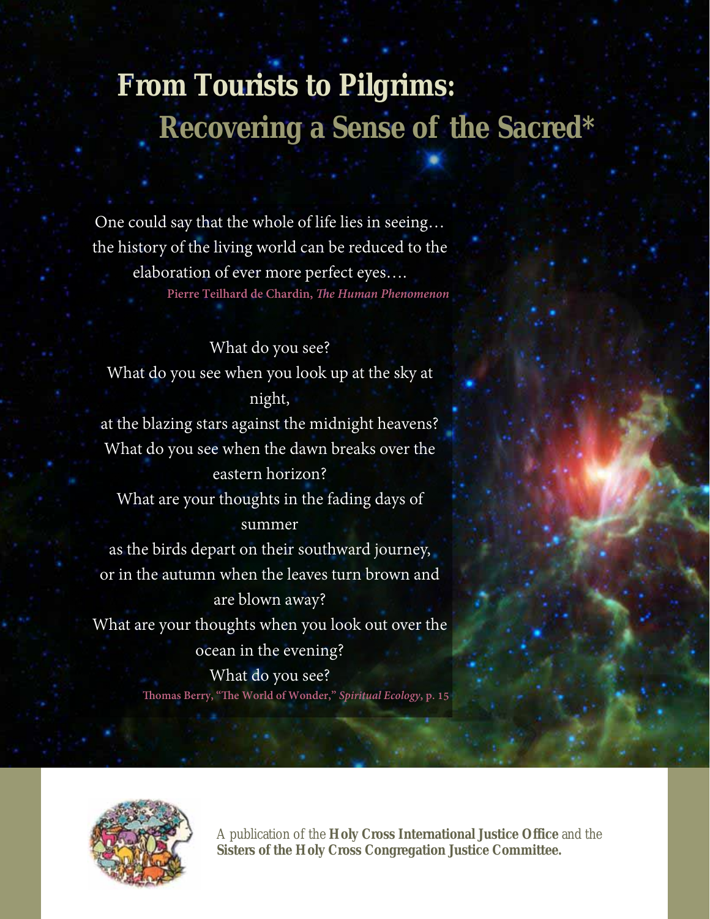# From Tourists to Pilgrims: Recovering a Sense of the Sacred*

One could say that the whole of life lies in seeing…
the history of the living world can be reduced to the
elaboration of ever more perfect eyes….

**Pierre Teilhard de Chardin, *The Human Phenomenon***

What do you see?
What do you see when you look up at the sky at night,
at the blazing stars against the midnight heavens?
What do you see when the dawn breaks over the eastern horizon?
What are your thoughts in the fading days of summer
as the birds depart on their southward journey,
or in the autumn when the leaves turn brown and are blown away?
What are your thoughts when you look out over the ocean in the evening?
What do you see?

**Thomas Berry, "The World of Wonder," *Spiritual Ecology*, p. 15**

A publication of the **Holy Cross International Justice Office** and the **Sisters of the Holy Cross Congregation Justice Committee.**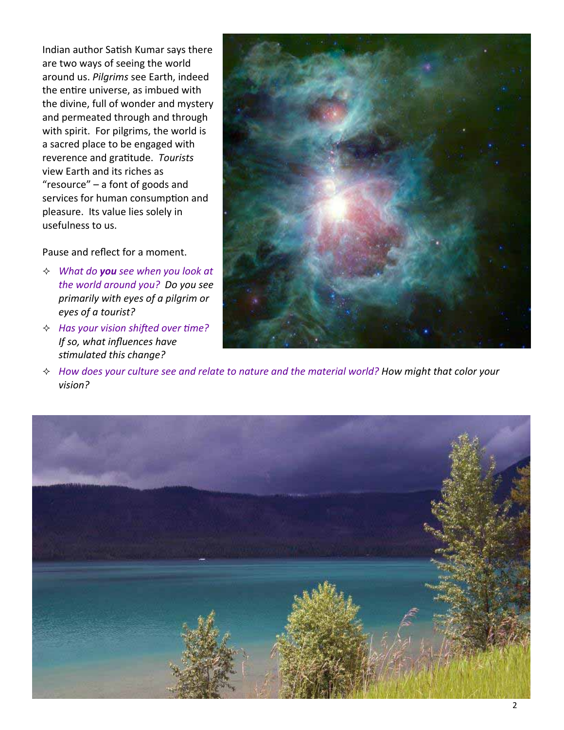Indian author Satish Kumar says there are two ways of seeing the world around us. *Pilgrims* see Earth, indeed the entire universe, as imbued with the divine, full of wonder and mystery and permeated through and through with spirit. For pilgrims, the world is a sacred place to be engaged with reverence and gratitude. *Tourists* view Earth and its riches as "resource" – a font of goods and services for human consumption and pleasure. Its value lies solely in usefulness to us.

Pause and reflect for a moment.

- *What do **you** see when you look at the world around you? Do you see primarily with eyes of a pilgrim or eyes of a tourist?*
- *Has your vision shifted over time? If so, what influences have stimulated this change?*
- *How does your culture see and relate to nature and the material world? How might that color your vision?*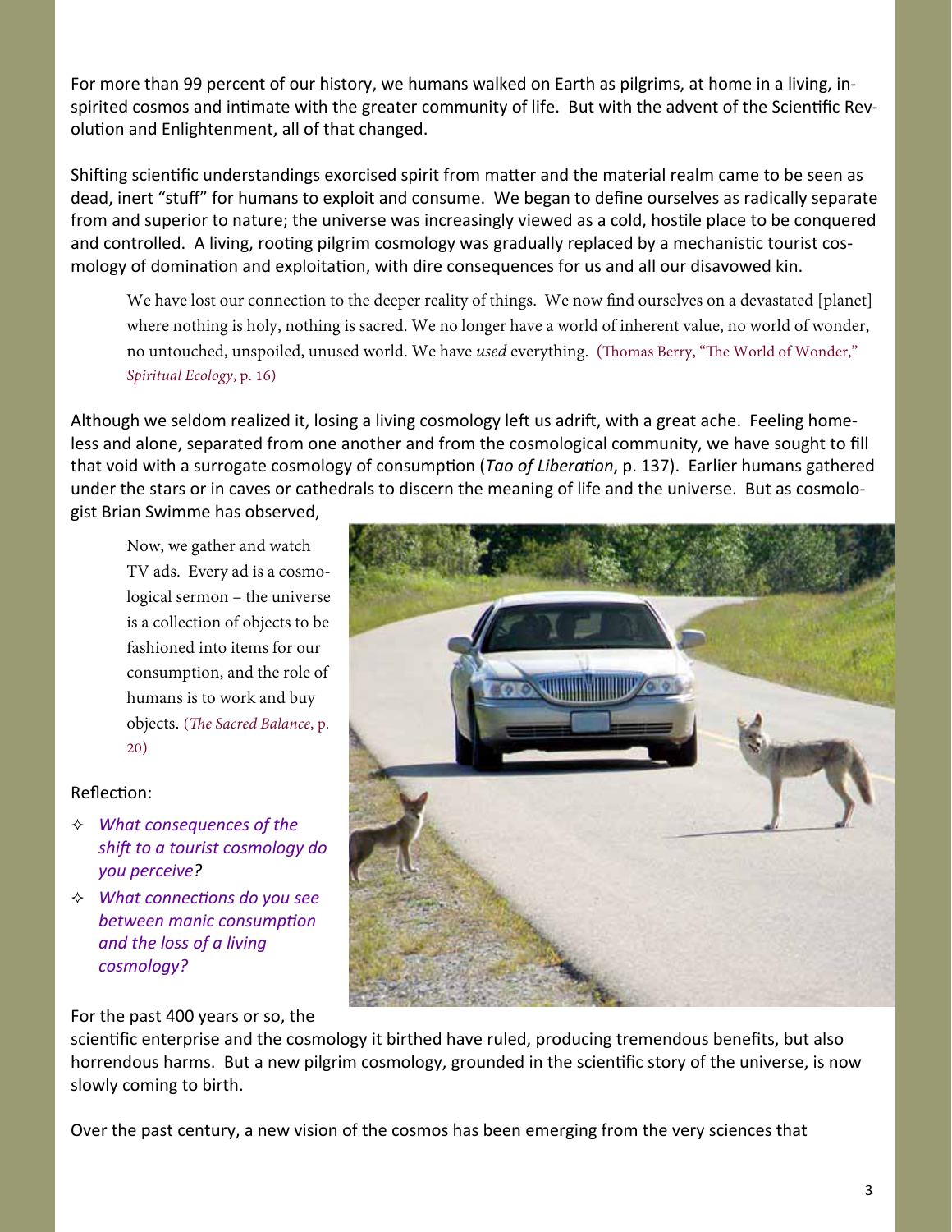For more than 99 percent of our history, we humans walked on Earth as pilgrims, at home in a living, inspirited cosmos and intimate with the greater community of life. But with the advent of the Scientific Revolution and Enlightenment, all of that changed.

Shifting scientific understandings exorcised spirit from matter and the material realm came to be seen as dead, inert "stuff" for humans to exploit and consume. We began to define ourselves as radically separate from and superior to nature; the universe was increasingly viewed as a cold, hostile place to be conquered and controlled. A living, rooting pilgrim cosmology was gradually replaced by a mechanistic tourist cosmology of domination and exploitation, with dire consequences for us and all our disavowed kin.

> We have lost our connection to the deeper reality of things. We now find ourselves on a devastated [planet] where nothing is holy, nothing is sacred. We no longer have a world of inherent value, no world of wonder, no untouched, unspoiled, unused world. We have *used* everything. (Thomas Berry, "The World of Wonder," *Spiritual Ecology*, p. 16)

Although we seldom realized it, losing a living cosmology left us adrift, with a great ache. Feeling homeless and alone, separated from one another and from the cosmological community, we have sought to fill that void with a surrogate cosmology of consumption (*Tao of Liberation*, p. 137). Earlier humans gathered under the stars or in caves or cathedrals to discern the meaning of life and the universe. But as cosmologist Brian Swimme has observed,

> Now, we gather and watch TV ads. Every ad is a cosmological sermon – the universe is a collection of objects to be fashioned into items for our consumption, and the role of humans is to work and buy objects. (*The Sacred Balance*, p. 20)

Reflection:

- *What consequences of the shift to a tourist cosmology do you perceive?*
- *What connections do you see between manic consumption and the loss of a living cosmology?*

For the past 400 years or so, the scientific enterprise and the cosmology it birthed have ruled, producing tremendous benefits, but also horrendous harms. But a new pilgrim cosmology, grounded in the scientific story of the universe, is now slowly coming to birth.

Over the past century, a new vision of the cosmos has been emerging from the very sciences that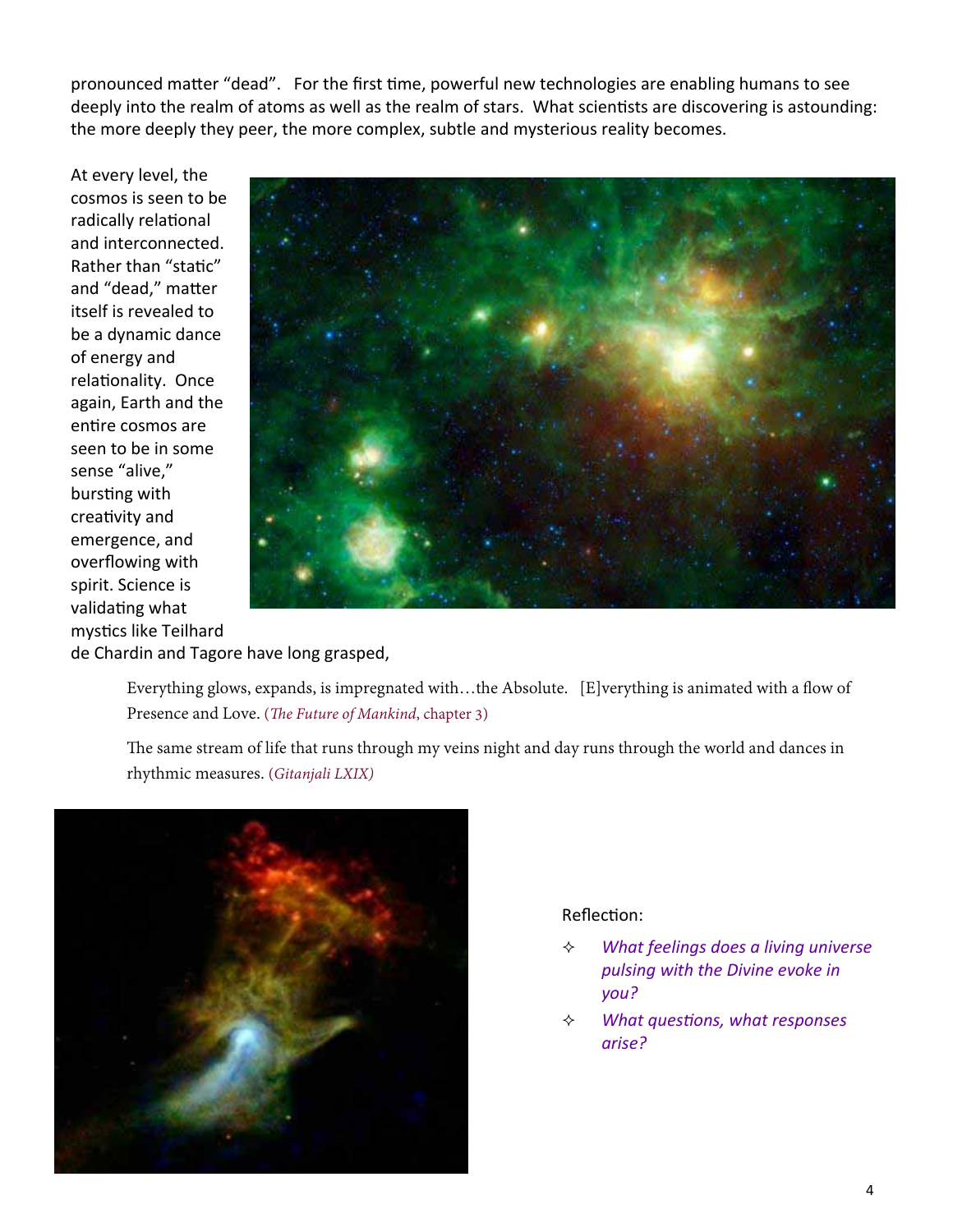pronounced matter "dead". For the first time, powerful new technologies are enabling humans to see deeply into the realm of atoms as well as the realm of stars. What scientists are discovering is astounding: the more deeply they peer, the more complex, subtle and mysterious reality becomes.

At every level, the cosmos is seen to be radically relational and interconnected. Rather than "static" and "dead," matter itself is revealed to be a dynamic dance of energy and relationality. Once again, Earth and the entire cosmos are seen to be in some sense "alive," bursting with creativity and emergence, and overflowing with spirit. Science is validating what mystics like Teilhard de Chardin and Tagore have long grasped,

> Everything glows, expands, is impregnated with…the Absolute. [E]verything is animated with a flow of Presence and Love. (*The Future of Mankind*, chapter 3)
>
> The same stream of life that runs through my veins night and day runs through the world and dances in rhythmic measures. (*Gitanjali LXIX)*

Reflection:

- *What feelings does a living universe pulsing with the Divine evoke in you?*
- *What questions, what responses arise?*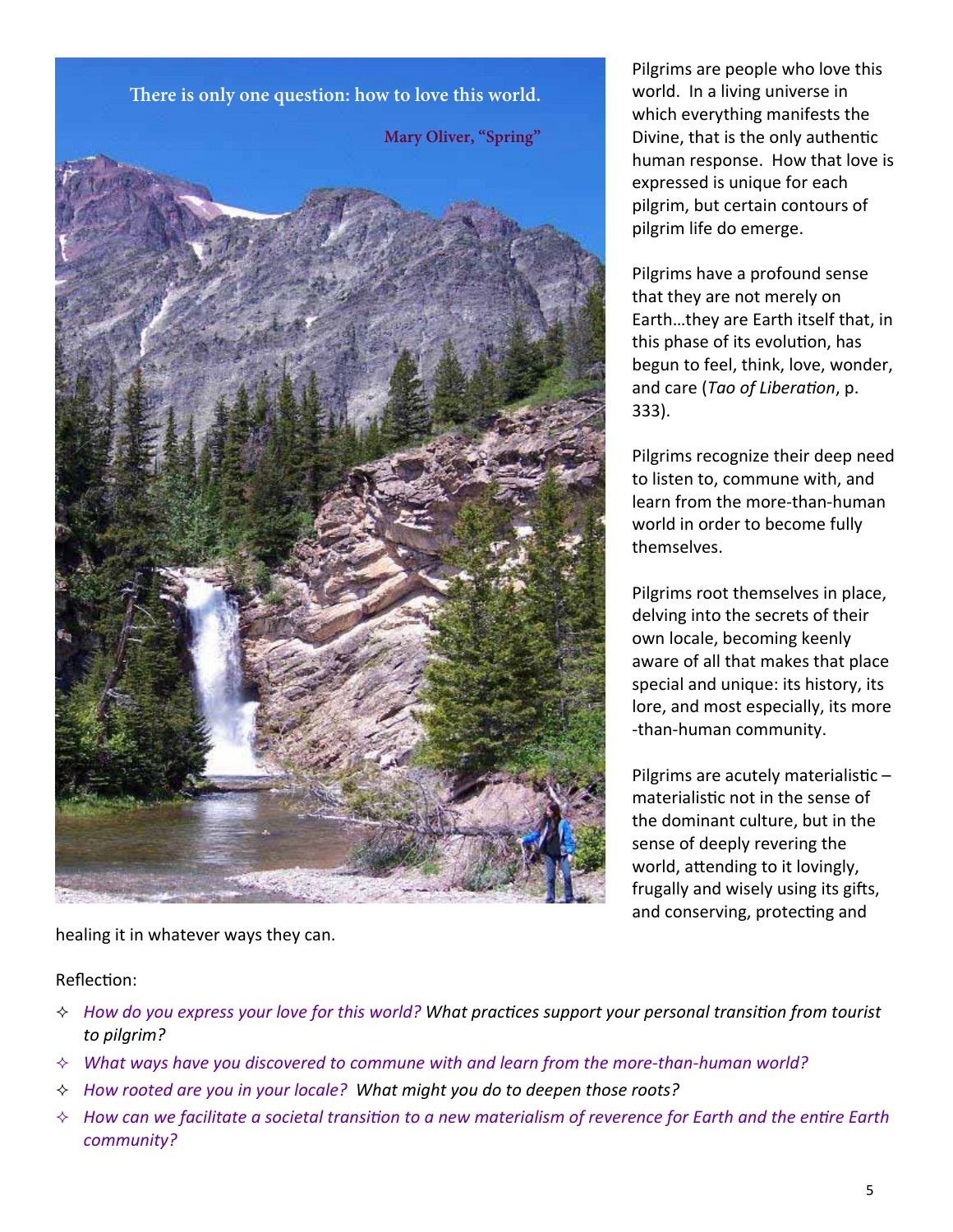There is only one question: how to love this world.

Mary Oliver, "Spring"

Pilgrims are people who love this world. In a living universe in which everything manifests the Divine, that is the only authentic human response. How that love is expressed is unique for each pilgrim, but certain contours of pilgrim life do emerge.

Pilgrims have a profound sense that they are not merely on Earth…they are Earth itself that, in this phase of its evolution, has begun to feel, think, love, wonder, and care (*Tao of Liberation*, p. 333).

Pilgrims recognize their deep need to listen to, commune with, and learn from the more-than-human world in order to become fully themselves.

Pilgrims root themselves in place, delving into the secrets of their own locale, becoming keenly aware of all that makes that place special and unique: its history, its lore, and most especially, its more-than-human community.

Pilgrims are acutely materialistic – materialistic not in the sense of the dominant culture, but in the sense of deeply revering the world, attending to it lovingly, frugally and wisely using its gifts, and conserving, protecting and healing it in whatever ways they can.

Reflection:

- *How do you express your love for this world? What practices support your personal transition from tourist to pilgrim?*
- *What ways have you discovered to commune with and learn from the more-than-human world?*
- *How rooted are you in your locale? What might you do to deepen those roots?*
- *How can we facilitate a societal transition to a new materialism of reverence for Earth and the entire Earth community?*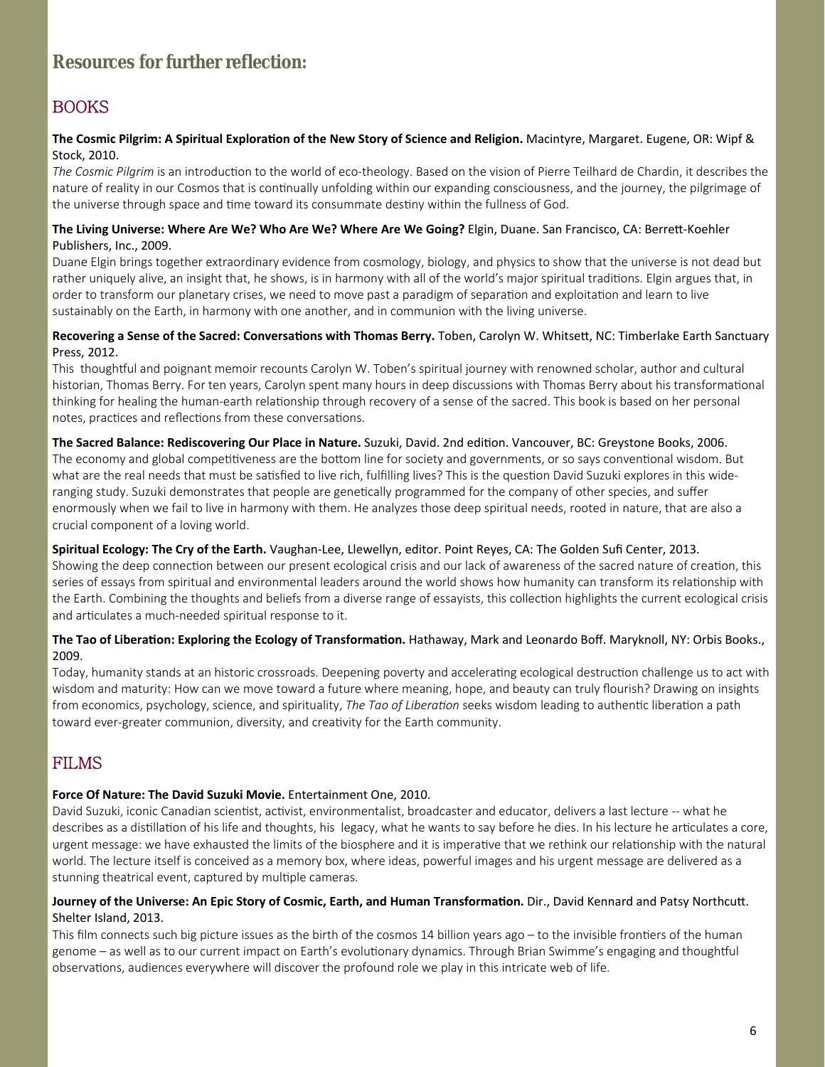## Resources for further reflection:

### BOOKS

**The Cosmic Pilgrim: A Spiritual Exploration of the New Story of Science and Religion.** Macintyre, Margaret. Eugene, OR: Wipf & Stock, 2010.

*The Cosmic Pilgrim* is an introduction to the world of eco-theology. Based on the vision of Pierre Teilhard de Chardin, it describes the nature of reality in our Cosmos that is continually unfolding within our expanding consciousness, and the journey, the pilgrimage of the universe through space and time toward its consummate destiny within the fullness of God.

**The Living Universe: Where Are We? Who Are We? Where Are We Going?** Elgin, Duane. San Francisco, CA: Berrett-Koehler Publishers, Inc., 2009.

Duane Elgin brings together extraordinary evidence from cosmology, biology, and physics to show that the universe is not dead but rather uniquely alive, an insight that, he shows, is in harmony with all of the world's major spiritual traditions. Elgin argues that, in order to transform our planetary crises, we need to move past a paradigm of separation and exploitation and learn to live sustainably on the Earth, in harmony with one another, and in communion with the living universe.

**Recovering a Sense of the Sacred: Conversations with Thomas Berry.** Toben, Carolyn W. Whitsett, NC: Timberlake Earth Sanctuary Press, 2012.

This thoughtful and poignant memoir recounts Carolyn W. Toben's spiritual journey with renowned scholar, author and cultural historian, Thomas Berry. For ten years, Carolyn spent many hours in deep discussions with Thomas Berry about his transformational thinking for healing the human-earth relationship through recovery of a sense of the sacred. This book is based on her personal notes, practices and reflections from these conversations.

**The Sacred Balance: Rediscovering Our Place in Nature.** Suzuki, David. 2nd edition. Vancouver, BC: Greystone Books, 2006.

The economy and global competitiveness are the bottom line for society and governments, or so says conventional wisdom. But what are the real needs that must be satisfied to live rich, fulfilling lives? This is the question David Suzuki explores in this wide-ranging study. Suzuki demonstrates that people are genetically programmed for the company of other species, and suffer enormously when we fail to live in harmony with them. He analyzes those deep spiritual needs, rooted in nature, that are also a crucial component of a loving world.

**Spiritual Ecology: The Cry of the Earth.** Vaughan-Lee, Llewellyn, editor. Point Reyes, CA: The Golden Sufi Center, 2013.

Showing the deep connection between our present ecological crisis and our lack of awareness of the sacred nature of creation, this series of essays from spiritual and environmental leaders around the world shows how humanity can transform its relationship with the Earth. Combining the thoughts and beliefs from a diverse range of essayists, this collection highlights the current ecological crisis and articulates a much-needed spiritual response to it.

**The Tao of Liberation: Exploring the Ecology of Transformation.** Hathaway, Mark and Leonardo Boff. Maryknoll, NY: Orbis Books., 2009.

Today, humanity stands at an historic crossroads. Deepening poverty and accelerating ecological destruction challenge us to act with wisdom and maturity: How can we move toward a future where meaning, hope, and beauty can truly flourish? Drawing on insights from economics, psychology, science, and spirituality, *The Tao of Liberation* seeks wisdom leading to authentic liberation a path toward ever-greater communion, diversity, and creativity for the Earth community.

### FILMS

**Force Of Nature: The David Suzuki Movie.** Entertainment One, 2010.

David Suzuki, iconic Canadian scientist, activist, environmentalist, broadcaster and educator, delivers a last lecture -- what he describes as a distillation of his life and thoughts, his legacy, what he wants to say before he dies. In his lecture he articulates a core, urgent message: we have exhausted the limits of the biosphere and it is imperative that we rethink our relationship with the natural world. The lecture itself is conceived as a memory box, where ideas, powerful images and his urgent message are delivered as a stunning theatrical event, captured by multiple cameras.

**Journey of the Universe: An Epic Story of Cosmic, Earth, and Human Transformation.** Dir., David Kennard and Patsy Northcutt. Shelter Island, 2013.

This film connects such big picture issues as the birth of the cosmos 14 billion years ago – to the invisible frontiers of the human genome – as well as to our current impact on Earth's evolutionary dynamics. Through Brian Swimme's engaging and thoughtful observations, audiences everywhere will discover the profound role we play in this intricate web of life.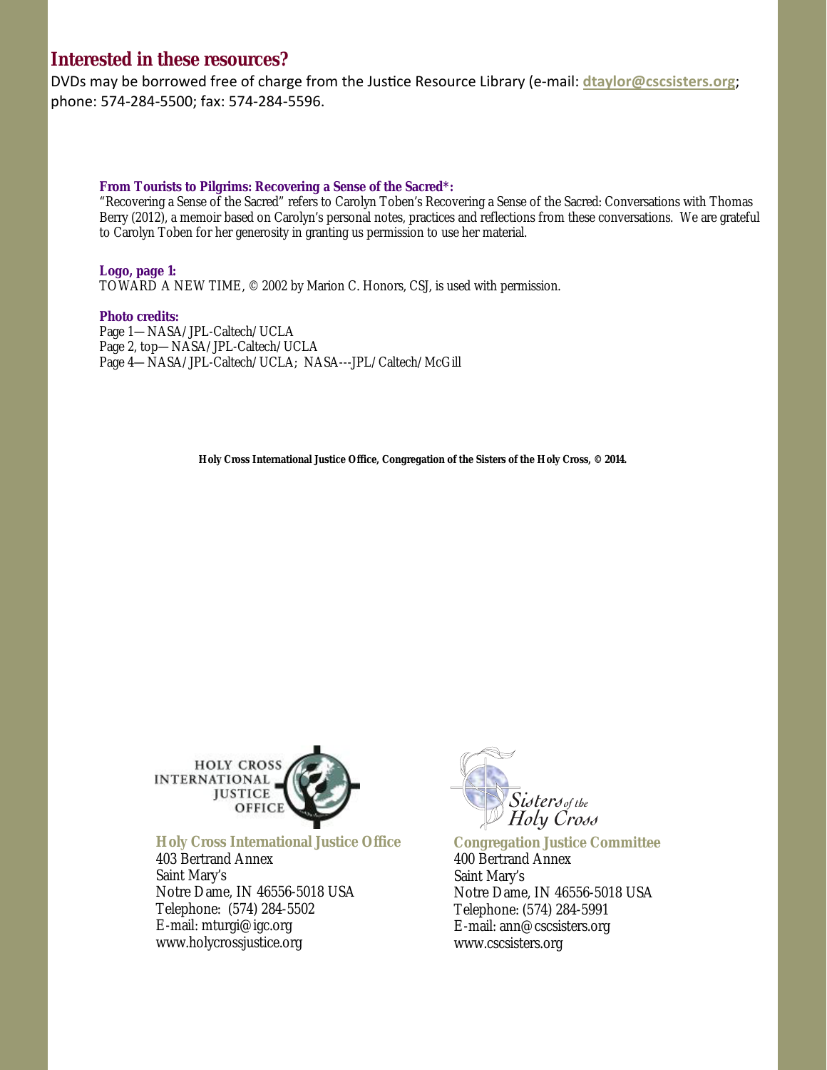## Interested in these resources?

DVDs may be borrowed free of charge from the Justice Resource Library (e-mail: **dtaylor@cscsisters.org**; phone: 574-284-5500; fax: 574-284-5596.

**From Tourists to Pilgrims: Recovering a Sense of the Sacred*:**
"Recovering a Sense of the Sacred" refers to Carolyn Toben's Recovering a Sense of the Sacred: Conversations with Thomas Berry (2012), a memoir based on Carolyn's personal notes, practices and reflections from these conversations. We are grateful to Carolyn Toben for her generosity in granting us permission to use her material.

**Logo, page 1:**
TOWARD A NEW TIME, © 2002 by Marion C. Honors, CSJ, is used with permission.

**Photo credits:**
Page 1—NASA/JPL-Caltech/UCLA
Page 2, top—NASA/JPL-Caltech/UCLA
Page 4—NASA/JPL-Caltech/UCLA; NASA---JPL/Caltech/McGill

**Holy Cross International Justice Office, Congregation of the Sisters of the Holy Cross, © 2014.**

HOLY CROSS INTERNATIONAL JUSTICE OFFICE

**Holy Cross International Justice Office**
403 Bertrand Annex
Saint Mary's
Notre Dame, IN 46556-5018 USA
Telephone: (574) 284-5502
E-mail: mturgi@igc.org
www.holycrossjustice.org

Sisters of the Holy Cross

**Congregation Justice Committee**
400 Bertrand Annex
Saint Mary's
Notre Dame, IN 46556-5018 USA
Telephone: (574) 284-5991
E-mail: ann@cscsisters.org
www.cscsisters.org